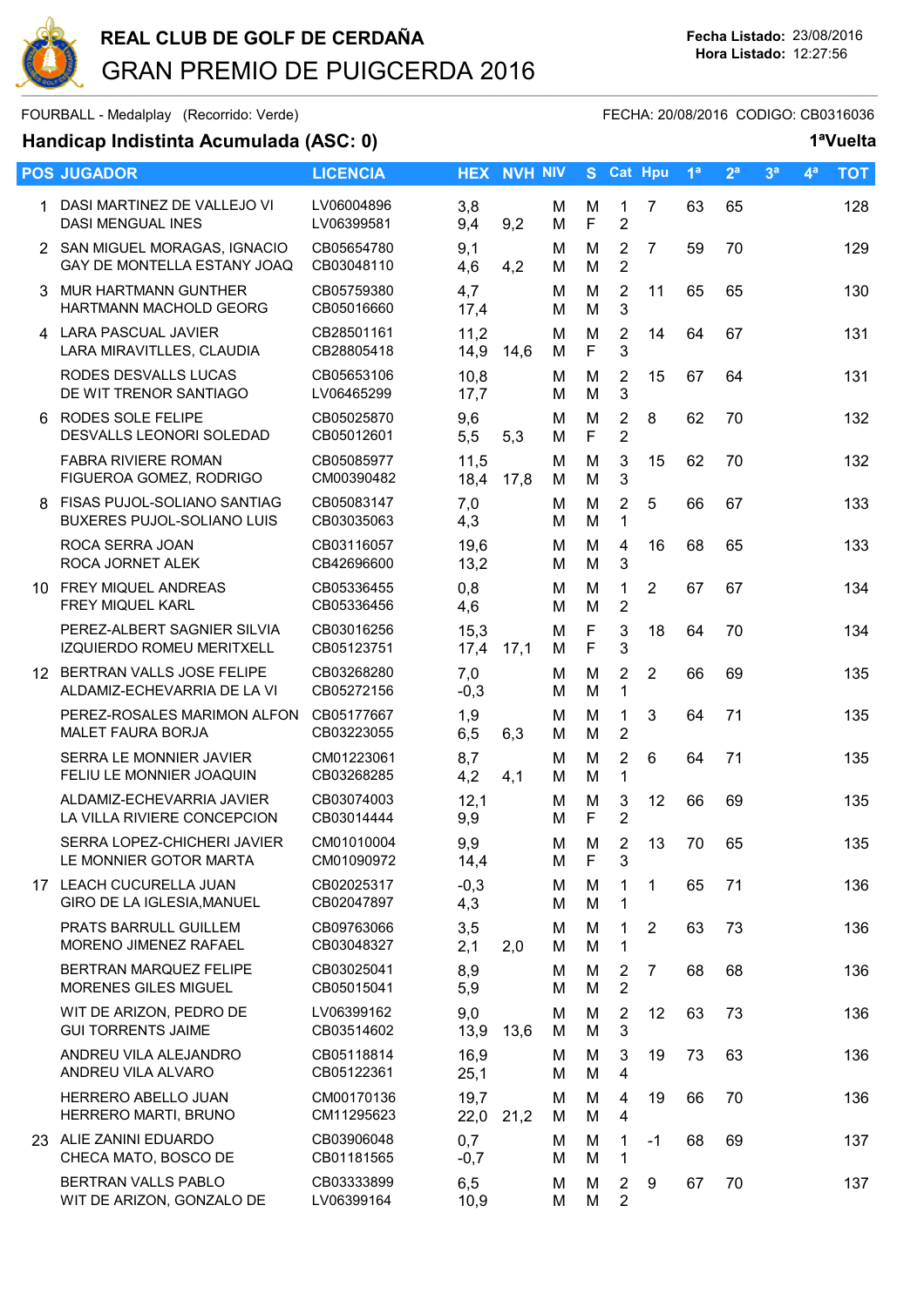# REAL CLUB DE GOLF DE CERDAÑA

## GRAN PREMIO DE PUIGCERDA 2016

**Fecha Listado:** 23/08/2016
**Hora Listado:** 12:27:56

FOURBALL - Medalplay (Recorrido: Verde) FECHA: 20/08/2016 CODIGO: CB0316036

**Handicap Indistinta Acumulada (ASC: 0)** **1ªVuelta**

| POS | JUGADOR | LICENCIA | HEX | NVH | NIV | S | Cat | Hpu | 1ª | 2ª | 3ª | 4ª | TOT |
|---|---|---|---|---|---|---|---|---|---|---|---|---|---|
| 1 | DASI MARTINEZ DE VALLEJO VI<br>DASI MENGUAL INES | LV06004896<br>LV06399581 | 3,8<br>9,4 | 9,2 | M<br>M | M<br>F | 1<br>2 | 7 | 63 | 65 | | | 128 |
| 2 | SAN MIGUEL MORAGAS, IGNACIO<br>GAY DE MONTELLA ESTANY JOAQ | CB05654780<br>CB03048110 | 9,1<br>4,6 | 4,2 | M<br>M | M<br>M | 2<br>2 | 7 | 59 | 70 | | | 129 |
| 3 | MUR HARTMANN GUNTHER<br>HARTMANN MACHOLD GEORG | CB05759380<br>CB05016660 | 4,7<br>17,4 | | M<br>M | M<br>M | 2<br>3 | 11 | 65 | 65 | | | 130 |
| 4 | LARA PASCUAL JAVIER<br>LARA MIRAVITLLES, CLAUDIA | CB28501161<br>CB28805418 | 11,2<br>14,9 | 14,6 | M<br>M | M<br>F | 2<br>3 | 14 | 64 | 67 | | | 131 |
| | RODES DESVALLS LUCAS<br>DE WIT TRENOR SANTIAGO | CB05653106<br>LV06465299 | 10,8<br>17,7 | | M<br>M | M<br>M | 2<br>3 | 15 | 67 | 64 | | | 131 |
| 6 | RODES SOLE FELIPE<br>DESVALLS LEONORI SOLEDAD | CB05025870<br>CB05012601 | 9,6<br>5,5 | 5,3 | M<br>M | M<br>F | 2<br>2 | 8 | 62 | 70 | | | 132 |
| | FABRA RIVIERE ROMAN<br>FIGUEROA GOMEZ, RODRIGO | CB05085977<br>CM00390482 | 11,5<br>18,4 | 17,8 | M<br>M | M<br>M | 3<br>3 | 15 | 62 | 70 | | | 132 |
| 8 | FISAS PUJOL-SOLIANO SANTIAG<br>BUXERES PUJOL-SOLIANO LUIS | CB05083147<br>CB03035063 | 7,0<br>4,3 | | M<br>M | M<br>M | 2<br>1 | 5 | 66 | 67 | | | 133 |
| | ROCA SERRA JOAN<br>ROCA JORNET ALEK | CB03116057<br>CB42696600 | 19,6<br>13,2 | | M<br>M | M<br>M | 4<br>3 | 16 | 68 | 65 | | | 133 |
| 10 | FREY MIQUEL ANDREAS<br>FREY MIQUEL KARL | CB05336455<br>CB05336456 | 0,8<br>4,6 | | M<br>M | M<br>M | 1<br>2 | 2 | 67 | 67 | | | 134 |
| | PEREZ-ALBERT SAGNIER SILVIA<br>IZQUIERDO ROMEU MERITXELL | CB03016256<br>CB05123751 | 15,3<br>17,4 | 17,1 | M<br>M | F<br>F | 3<br>3 | 18 | 64 | 70 | | | 134 |
| 12 | BERTRAN VALLS JOSE FELIPE<br>ALDAMIZ-ECHEVARRIA DE LA VI | CB03268280<br>CB05272156 | 7,0<br>-0,3 | | M<br>M | M<br>M | 2<br>1 | 2 | 66 | 69 | | | 135 |
| | PEREZ-ROSALES MARIMON ALFON<br>MALET FAURA BORJA | CB05177667<br>CB03223055 | 1,9<br>6,5 | 6,3 | M<br>M | M<br>M | 1<br>2 | 3 | 64 | 71 | | | 135 |
| | SERRA LE MONNIER JAVIER<br>FELIU LE MONNIER JOAQUIN | CM01223061<br>CB03268285 | 8,7<br>4,2 | 4,1 | M<br>M | M<br>M | 2<br>1 | 6 | 64 | 71 | | | 135 |
| | ALDAMIZ-ECHEVARRIA JAVIER<br>LA VILLA RIVIERE CONCEPCION | CB03074003<br>CB03014444 | 12,1<br>9,9 | | M<br>M | M<br>F | 3<br>2 | 12 | 66 | 69 | | | 135 |
| | SERRA LOPEZ-CHICHERI JAVIER<br>LE MONNIER GOTOR MARTA | CM01010004<br>CM01090972 | 9,9<br>14,4 | | M<br>M | M<br>F | 2<br>3 | 13 | 70 | 65 | | | 135 |
| 17 | LEACH CUCURELLA JUAN<br>GIRO DE LA IGLESIA,MANUEL | CB02025317<br>CB02047897 | -0,3<br>4,3 | | M<br>M | M<br>M | 1<br>1 | 1 | 65 | 71 | | | 136 |
| | PRATS BARRULL GUILLEM<br>MORENO JIMENEZ RAFAEL | CB09763066<br>CB03048327 | 3,5<br>2,1 | 2,0 | M<br>M | M<br>M | 1<br>1 | 2 | 63 | 73 | | | 136 |
| | BERTRAN MARQUEZ FELIPE<br>MORENES GILES MIGUEL | CB03025041<br>CB05015041 | 8,9<br>5,9 | | M<br>M | M<br>M | 2<br>2 | 7 | 68 | 68 | | | 136 |
| | WIT DE ARIZON, PEDRO DE<br>GUI TORRENTS JAIME | LV06399162<br>CB03514602 | 9,0<br>13,9 | 13,6 | M<br>M | M<br>M | 2<br>3 | 12 | 63 | 73 | | | 136 |
| | ANDREU VILA ALEJANDRO<br>ANDREU VILA ALVARO | CB05118814<br>CB05122361 | 16,9<br>25,1 | | M<br>M | M<br>M | 3<br>4 | 19 | 73 | 63 | | | 136 |
| | HERRERO ABELLO JUAN<br>HERRERO MARTI, BRUNO | CM00170136<br>CM11295623 | 19,7<br>22,0 | 21,2 | M<br>M | M<br>M | 4<br>4 | 19 | 66 | 70 | | | 136 |
| 23 | ALIE ZANINI EDUARDO<br>CHECA MATO, BOSCO DE | CB03906048<br>CB01181565 | 0,7<br>-0,7 | | M<br>M | M<br>M | 1<br>1 | -1 | 68 | 69 | | | 137 |
| | BERTRAN VALLS PABLO<br>WIT DE ARIZON, GONZALO DE | CB03333899<br>LV06399164 | 6,5<br>10,9 | | M<br>M | M<br>M | 2<br>2 | 9 | 67 | 70 | | | 137 |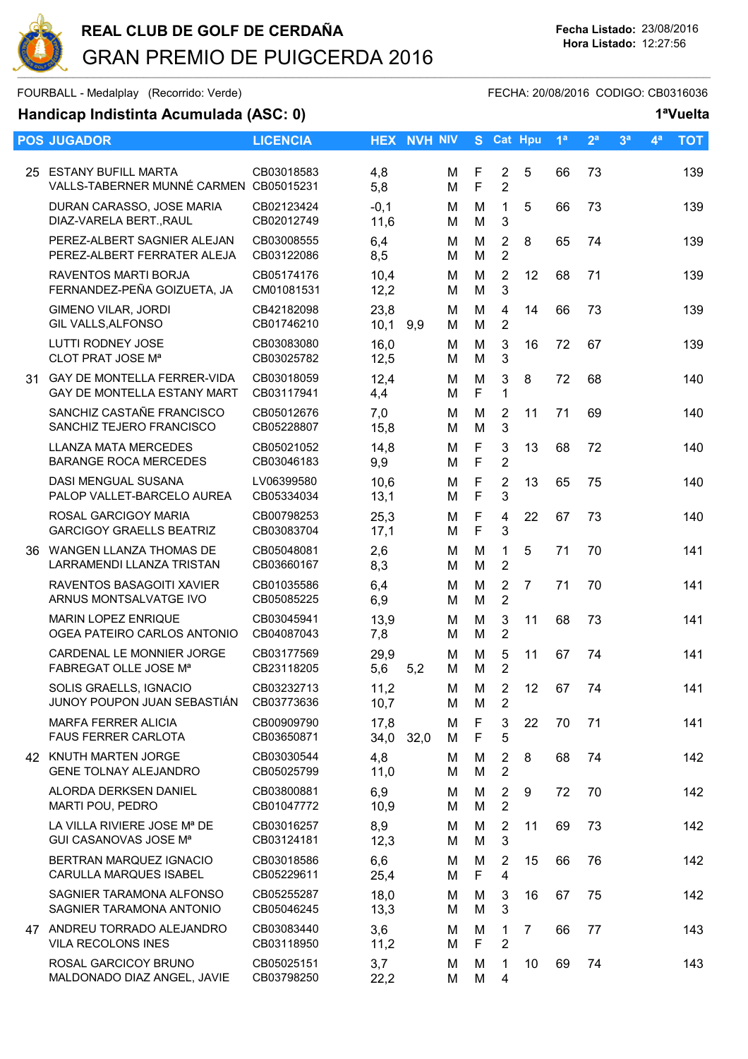# REAL CLUB DE GOLF DE CERDAÑA

## GRAN PREMIO DE PUIGCERDA 2016

**Fecha Listado:** 23/08/2016
**Hora Listado:** 12:27:56

FOURBALL - Medalplay (Recorrido: Verde) — FECHA: 20/08/2016 CODIGO: CB0316036

**Handicap Indistinta Acumulada (ASC: 0)** — **1ªVuelta**

| POS | JUGADOR | LICENCIA | HEX | NVH | NIV | S | Cat | Hpu | 1ª | 2ª | 3ª | 4ª | TOT |
|---|---|---|---|---|---|---|---|---|---|---|---|---|---|
| 25 | ESTANY BUFILL MARTA | CB03018583 | 4,8 | | M | F | 2 | 5 | 66 | 73 | | | 139 |
| | VALLS-TABERNER MUNNÉ CARMEN | CB05015231 | 5,8 | | M | F | 2 | | | | | | |
| | DURAN CARASSO, JOSE MARIA | CB02123424 | -0,1 | | M | M | 1 | 5 | 66 | 73 | | | 139 |
| | DIAZ-VARELA BERT.,RAUL | CB02012749 | 11,6 | | M | M | 3 | | | | | | |
| | PEREZ-ALBERT SAGNIER ALEJAN | CB03008555 | 6,4 | | M | M | 2 | 8 | 65 | 74 | | | 139 |
| | PEREZ-ALBERT FERRATER ALEJA | CB03122086 | 8,5 | | M | M | 2 | | | | | | |
| | RAVENTOS MARTI BORJA | CB05174176 | 10,4 | | M | M | 2 | 12 | 68 | 71 | | | 139 |
| | FERNANDEZ-PEÑA GOIZUETA, JA | CM01081531 | 12,2 | | M | M | 3 | | | | | | |
| | GIMENO VILAR, JORDI | CB42182098 | 23,8 | | M | M | 4 | 14 | 66 | 73 | | | 139 |
| | GIL VALLS,ALFONSO | CB01746210 | 10,1 | 9,9 | M | M | 2 | | | | | | |
| | LUTTI RODNEY JOSE | CB03083080 | 16,0 | | M | M | 3 | 16 | 72 | 67 | | | 139 |
| | CLOT PRAT JOSE Mª | CB03025782 | 12,5 | | M | M | 3 | | | | | | |
| 31 | GAY DE MONTELLA FERRER-VIDA | CB03018059 | 12,4 | | M | M | 3 | 8 | 72 | 68 | | | 140 |
| | GAY DE MONTELLA ESTANY MART | CB03117941 | 4,4 | | M | F | 1 | | | | | | |
| | SANCHIZ CASTAÑE FRANCISCO | CB05012676 | 7,0 | | M | M | 2 | 11 | 71 | 69 | | | 140 |
| | SANCHIZ TEJERO FRANCISCO | CB05228807 | 15,8 | | M | M | 3 | | | | | | |
| | LLANZA MATA MERCEDES | CB05021052 | 14,8 | | M | F | 3 | 13 | 68 | 72 | | | 140 |
| | BARANGE ROCA MERCEDES | CB03046183 | 9,9 | | M | F | 2 | | | | | | |
| | DASI MENGUAL SUSANA | LV06399580 | 10,6 | | M | F | 2 | 13 | 65 | 75 | | | 140 |
| | PALOP VALLET-BARCELO AUREA | CB05334034 | 13,1 | | M | F | 3 | | | | | | |
| | ROSAL GARCIGOY MARIA | CB00798253 | 25,3 | | M | F | 4 | 22 | 67 | 73 | | | 140 |
| | GARCIGOY GRAELLS BEATRIZ | CB03083704 | 17,1 | | M | F | 3 | | | | | | |
| 36 | WANGEN LLANZA THOMAS DE | CB05048081 | 2,6 | | M | M | 1 | 5 | 71 | 70 | | | 141 |
| | LARRAMENDI LLANZA TRISTAN | CB03660167 | 8,3 | | M | M | 2 | | | | | | |
| | RAVENTOS BASAGOITI XAVIER | CB01035586 | 6,4 | | M | M | 2 | 7 | 71 | 70 | | | 141 |
| | ARNUS MONTSALVATGE IVO | CB05085225 | 6,9 | | M | M | 2 | | | | | | |
| | MARIN LOPEZ ENRIQUE | CB03045941 | 13,9 | | M | M | 3 | 11 | 68 | 73 | | | 141 |
| | OGEA PATEIRO CARLOS ANTONIO | CB04087043 | 7,8 | | M | M | 2 | | | | | | |
| | CARDENAL LE MONNIER JORGE | CB03177569 | 29,9 | | M | M | 5 | 11 | 67 | 74 | | | 141 |
| | FABREGAT OLLE JOSE Mª | CB23118205 | 5,6 | 5,2 | M | M | 2 | | | | | | |
| | SOLIS GRAELLS, IGNACIO | CB03232713 | 11,2 | | M | M | 2 | 12 | 67 | 74 | | | 141 |
| | JUNOY POUPON JUAN SEBASTIÁN | CB03773636 | 10,7 | | M | M | 2 | | | | | | |
| | MARFA FERRER ALICIA | CB00909790 | 17,8 | | M | F | 3 | 22 | 70 | 71 | | | 141 |
| | FAUS FERRER CARLOTA | CB03650871 | 34,0 | 32,0 | M | F | 5 | | | | | | |
| 42 | KNUTH MARTEN JORGE | CB03030544 | 4,8 | | M | M | 2 | 8 | 68 | 74 | | | 142 |
| | GENE TOLNAY ALEJANDRO | CB05025799 | 11,0 | | M | M | 2 | | | | | | |
| | ALORDA DERKSEN DANIEL | CB03800881 | 6,9 | | M | M | 2 | 9 | 72 | 70 | | | 142 |
| | MARTI POU, PEDRO | CB01047772 | 10,9 | | M | M | 2 | | | | | | |
| | LA VILLA RIVIERE JOSE Mª DE | CB03016257 | 8,9 | | M | M | 2 | 11 | 69 | 73 | | | 142 |
| | GUI CASANOVAS JOSE Mª | CB03124181 | 12,3 | | M | M | 3 | | | | | | |
| | BERTRAN MARQUEZ IGNACIO | CB03018586 | 6,6 | | M | M | 2 | 15 | 66 | 76 | | | 142 |
| | CARULLA MARQUES ISABEL | CB05229611 | 25,4 | | M | F | 4 | | | | | | |
| | SAGNIER TARAMONA ALFONSO | CB05255287 | 18,0 | | M | M | 3 | 16 | 67 | 75 | | | 142 |
| | SAGNIER TARAMONA ANTONIO | CB05046245 | 13,3 | | M | M | 3 | | | | | | |
| 47 | ANDREU TORRADO ALEJANDRO | CB03083440 | 3,6 | | M | M | 1 | 7 | 66 | 77 | | | 143 |
| | VILA RECOLONS INES | CB03118950 | 11,2 | | M | F | 2 | | | | | | |
| | ROSAL GARCICOY BRUNO | CB05025151 | 3,7 | | M | M | 1 | 10 | 69 | 74 | | | 143 |
| | MALDONADO DIAZ ANGEL, JAVIE | CB03798250 | 22,2 | | M | M | 4 | | | | | | |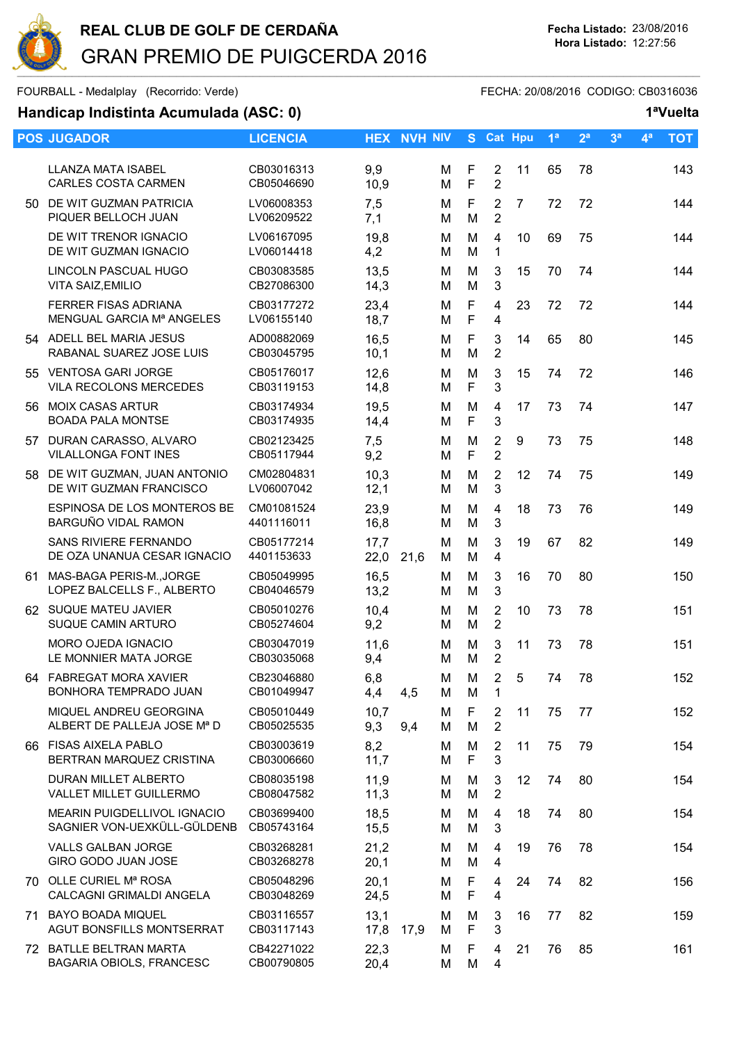# REAL CLUB DE GOLF DE CERDAÑA

## GRAN PREMIO DE PUIGCERDA 2016

**Fecha Listado:** 23/08/2016
**Hora Listado:** 12:27:56

FOURBALL - Medalplay (Recorrido: Verde) FECHA: 20/08/2016 CODIGO: CB0316036

**Handicap Indistinta Acumulada (ASC: 0)** **1ªVuelta**

| POS | JUGADOR | LICENCIA | HEX | NVH | NIV | S | Cat | Hpu | 1ª | 2ª | 3ª | 4ª | TOT |
|---|---|---|---|---|---|---|---|---|---|---|---|---|---|
| | LLANZA MATA ISABEL | CB03016313 | 9,9 | | M | F | 2 | 11 | 65 | 78 | | | 143 |
| | CARLES COSTA CARMEN | CB05046690 | 10,9 | | M | F | 2 | | | | | | |
| 50 | DE WIT GUZMAN PATRICIA | LV06008353 | 7,5 | | M | F | 2 | 7 | 72 | 72 | | | 144 |
| | PIQUER BELLOCH JUAN | LV06209522 | 7,1 | | M | M | 2 | | | | | | |
| | DE WIT TRENOR IGNACIO | LV06167095 | 19,8 | | M | M | 4 | 10 | 69 | 75 | | | 144 |
| | DE WIT GUZMAN IGNACIO | LV06014418 | 4,2 | | M | M | 1 | | | | | | |
| | LINCOLN PASCUAL HUGO | CB03083585 | 13,5 | | M | M | 3 | 15 | 70 | 74 | | | 144 |
| | VITA SAIZ,EMILIO | CB27086300 | 14,3 | | M | M | 3 | | | | | | |
| | FERRER FISAS ADRIANA | CB03177272 | 23,4 | | M | F | 4 | 23 | 72 | 72 | | | 144 |
| | MENGUAL GARCIA Mª ANGELES | LV06155140 | 18,7 | | M | F | 4 | | | | | | |
| 54 | ADELL BEL MARIA JESUS | AD00882069 | 16,5 | | M | F | 3 | 14 | 65 | 80 | | | 145 |
| | RABANAL SUAREZ JOSE LUIS | CB03045795 | 10,1 | | M | M | 2 | | | | | | |
| 55 | VENTOSA GARI JORGE | CB05176017 | 12,6 | | M | M | 3 | 15 | 74 | 72 | | | 146 |
| | VILA RECOLONS MERCEDES | CB03119153 | 14,8 | | M | F | 3 | | | | | | |
| 56 | MOIX CASAS ARTUR | CB03174934 | 19,5 | | M | M | 4 | 17 | 73 | 74 | | | 147 |
| | BOADA PALA MONTSE | CB03174935 | 14,4 | | M | F | 3 | | | | | | |
| 57 | DURAN CARASSO, ALVARO | CB02123425 | 7,5 | | M | M | 2 | 9 | 73 | 75 | | | 148 |
| | VILALLONGA FONT INES | CB05117944 | 9,2 | | M | F | 2 | | | | | | |
| 58 | DE WIT GUZMAN, JUAN ANTONIO | CM02804831 | 10,3 | | M | M | 2 | 12 | 74 | 75 | | | 149 |
| | DE WIT GUZMAN FRANCISCO | LV06007042 | 12,1 | | M | M | 3 | | | | | | |
| | ESPINOSA DE LOS MONTEROS BE | CM01081524 | 23,9 | | M | M | 4 | 18 | 73 | 76 | | | 149 |
| | BARGUÑO VIDAL RAMON | 4401116011 | 16,8 | | M | M | 3 | | | | | | |
| | SANS RIVIERE FERNANDO | CB05177214 | 17,7 | | M | M | 3 | 19 | 67 | 82 | | | 149 |
| | DE OZA UNANUA CESAR IGNACIO | 4401153633 | 22,0 | 21,6 | M | M | 4 | | | | | | |
| 61 | MAS-BAGA PERIS-M.,JORGE | CB05049995 | 16,5 | | M | M | 3 | 16 | 70 | 80 | | | 150 |
| | LOPEZ BALCELLS F., ALBERTO | CB04046579 | 13,2 | | M | M | 3 | | | | | | |
| 62 | SUQUE MATEU JAVIER | CB05010276 | 10,4 | | M | M | 2 | 10 | 73 | 78 | | | 151 |
| | SUQUE CAMIN ARTURO | CB05274604 | 9,2 | | M | M | 2 | | | | | | |
| | MORO OJEDA IGNACIO | CB03047019 | 11,6 | | M | M | 3 | 11 | 73 | 78 | | | 151 |
| | LE MONNIER MATA JORGE | CB03035068 | 9,4 | | M | M | 2 | | | | | | |
| 64 | FABREGAT MORA XAVIER | CB23046880 | 6,8 | | M | M | 2 | 5 | 74 | 78 | | | 152 |
| | BONHORA TEMPRADO JUAN | CB01049947 | 4,4 | 4,5 | M | M | 1 | | | | | | |
| | MIQUEL ANDREU GEORGINA | CB05010449 | 10,7 | | M | F | 2 | 11 | 75 | 77 | | | 152 |
| | ALBERT DE PALLEJA JOSE Mª D | CB05025535 | 9,3 | 9,4 | M | M | 2 | | | | | | |
| 66 | FISAS AIXELA PABLO | CB03003619 | 8,2 | | M | M | 2 | 11 | 75 | 79 | | | 154 |
| | BERTRAN MARQUEZ CRISTINA | CB03006660 | 11,7 | | M | F | 3 | | | | | | |
| | DURAN MILLET ALBERTO | CB08035198 | 11,9 | | M | M | 3 | 12 | 74 | 80 | | | 154 |
| | VALLET MILLET GUILLERMO | CB08047582 | 11,3 | | M | M | 2 | | | | | | |
| | MEARIN PUIGDELLIVOL IGNACIO | CB03699400 | 18,5 | | M | M | 4 | 18 | 74 | 80 | | | 154 |
| | SAGNIER VON-UEXKÜLL-GÜLDENB | CB05743164 | 15,5 | | M | M | 3 | | | | | | |
| | VALLS GALBAN JORGE | CB03268281 | 21,2 | | M | M | 4 | 19 | 76 | 78 | | | 154 |
| | GIRO GODO JUAN JOSE | CB03268278 | 20,1 | | M | M | 4 | | | | | | |
| 70 | OLLE CURIEL Mª ROSA | CB05048296 | 20,1 | | M | F | 4 | 24 | 74 | 82 | | | 156 |
| | CALCAGNI GRIMALDI ANGELA | CB03048269 | 24,5 | | M | F | 4 | | | | | | |
| 71 | BAYO BOADA MIQUEL | CB03116557 | 13,1 | | M | M | 3 | 16 | 77 | 82 | | | 159 |
| | AGUT BONSFILLS MONTSERRAT | CB03117143 | 17,8 | 17,9 | M | F | 3 | | | | | | |
| 72 | BATLLE BELTRAN MARTA | CB42271022 | 22,3 | | M | F | 4 | 21 | 76 | 85 | | | 161 |
| | BAGARIA OBIOLS, FRANCESC | CB00790805 | 20,4 | | M | M | 4 | | | | | | |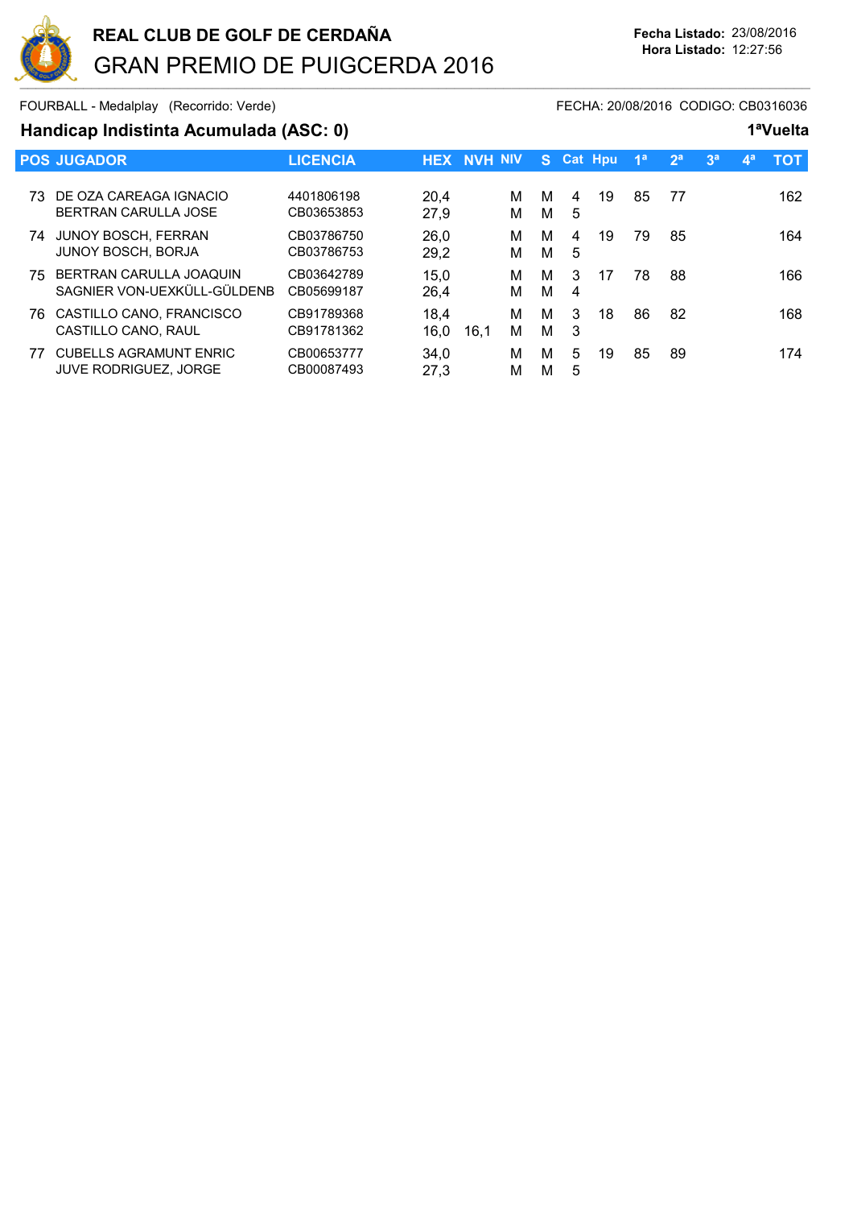# REAL CLUB DE GOLF DE CERDAÑA

## GRAN PREMIO DE PUIGCERDA 2016

**Fecha Listado:** 23/08/2016
**Hora Listado:** 12:27:56

FOURBALL - Medalplay (Recorrido: Verde) FECHA: 20/08/2016 CODIGO: CB0316036

### Handicap Indistinta Acumulada (ASC: 0) 1ªVuelta

| POS | JUGADOR | LICENCIA | HEX | NVH | NIV | S | Cat | Hpu | 1ª | 2ª | 3ª | 4ª | TOT |
|---|---|---|---|---|---|---|---|---|---|---|---|---|---|
| 73 | DE OZA CAREAGA IGNACIO | 4401806198 | 20,4 | | M | M | 4 | 19 | 85 | 77 | | | 162 |
| | BERTRAN CARULLA JOSE | CB03653853 | 27,9 | | M | M | 5 | | | | | | |
| 74 | JUNOY BOSCH, FERRAN | CB03786750 | 26,0 | | M | M | 4 | 19 | 79 | 85 | | | 164 |
| | JUNOY BOSCH, BORJA | CB03786753 | 29,2 | | M | M | 5 | | | | | | |
| 75 | BERTRAN CARULLA JOAQUIN | CB03642789 | 15,0 | | M | M | 3 | 17 | 78 | 88 | | | 166 |
| | SAGNIER VON-UEXKÜLL-GÜLDENB | CB05699187 | 26,4 | | M | M | 4 | | | | | | |
| 76 | CASTILLO CANO, FRANCISCO | CB91789368 | 18,4 | | M | M | 3 | 18 | 86 | 82 | | | 168 |
| | CASTILLO CANO, RAUL | CB91781362 | 16,0 | 16,1 | M | M | 3 | | | | | | |
| 77 | CUBELLS AGRAMUNT ENRIC | CB00653777 | 34,0 | | M | M | 5 | 19 | 85 | 89 | | | 174 |
| | JUVE RODRIGUEZ, JORGE | CB00087493 | 27,3 | | M | M | 5 | | | | | | |